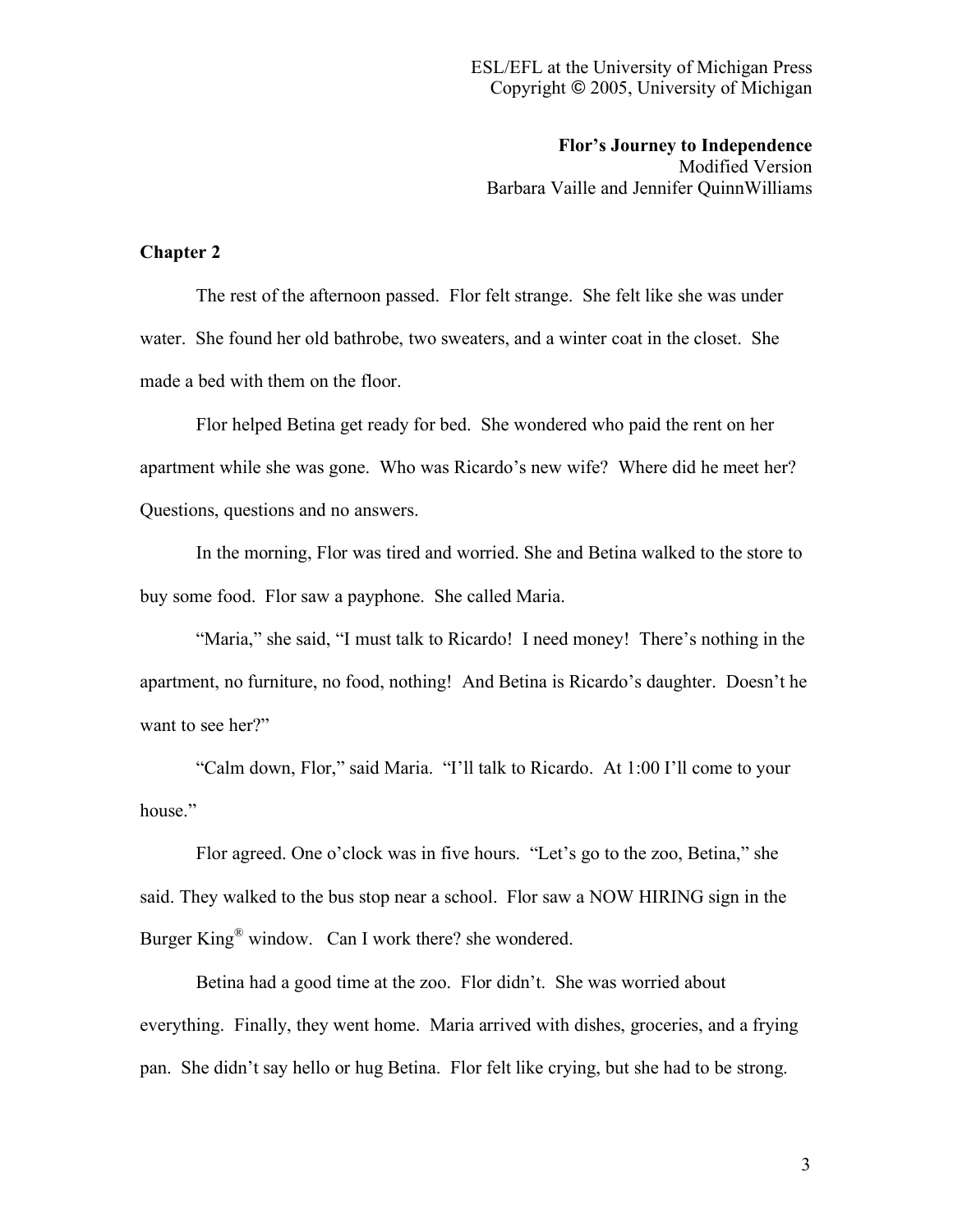ESL/EFL at the University of Michigan Press
Copyright © 2005, University of Michigan

**Flor's Journey to Independence**
Modified Version
Barbara Vaille and Jennifer QuinnWilliams

## Chapter 2

The rest of the afternoon passed. Flor felt strange. She felt like she was under water. She found her old bathrobe, two sweaters, and a winter coat in the closet. She made a bed with them on the floor.

Flor helped Betina get ready for bed. She wondered who paid the rent on her apartment while she was gone. Who was Ricardo's new wife? Where did he meet her? Questions, questions and no answers.

In the morning, Flor was tired and worried. She and Betina walked to the store to buy some food. Flor saw a payphone. She called Maria.

"Maria," she said, "I must talk to Ricardo! I need money! There's nothing in the apartment, no furniture, no food, nothing! And Betina is Ricardo's daughter. Doesn't he want to see her?"

"Calm down, Flor," said Maria. "I'll talk to Ricardo. At 1:00 I'll come to your house."

Flor agreed. One o'clock was in five hours. "Let's go to the zoo, Betina," she said. They walked to the bus stop near a school. Flor saw a NOW HIRING sign in the Burger King® window. Can I work there? she wondered.

Betina had a good time at the zoo. Flor didn't. She was worried about everything. Finally, they went home. Maria arrived with dishes, groceries, and a frying pan. She didn't say hello or hug Betina. Flor felt like crying, but she had to be strong.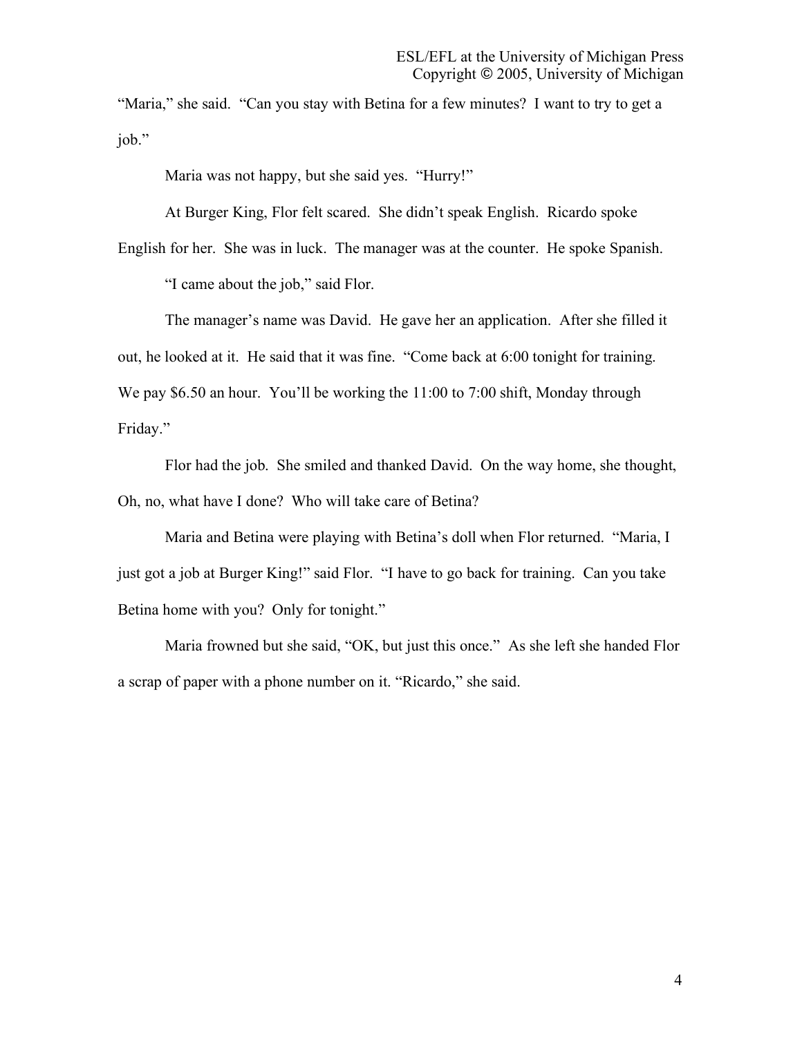"Maria," she said. "Can you stay with Betina for a few minutes? I want to try to get a job."

Maria was not happy, but she said yes. "Hurry!"

At Burger King, Flor felt scared. She didn't speak English. Ricardo spoke English for her. She was in luck. The manager was at the counter. He spoke Spanish.

"I came about the job," said Flor.

The manager's name was David. He gave her an application. After she filled it out, he looked at it. He said that it was fine. "Come back at 6:00 tonight for training. We pay $6.50 an hour. You'll be working the 11:00 to 7:00 shift, Monday through Friday."

Flor had the job. She smiled and thanked David. On the way home, she thought, Oh, no, what have I done? Who will take care of Betina?

Maria and Betina were playing with Betina's doll when Flor returned. "Maria, I just got a job at Burger King!" said Flor. "I have to go back for training. Can you take Betina home with you? Only for tonight."

Maria frowned but she said, "OK, but just this once." As she left she handed Flor a scrap of paper with a phone number on it. "Ricardo," she said.